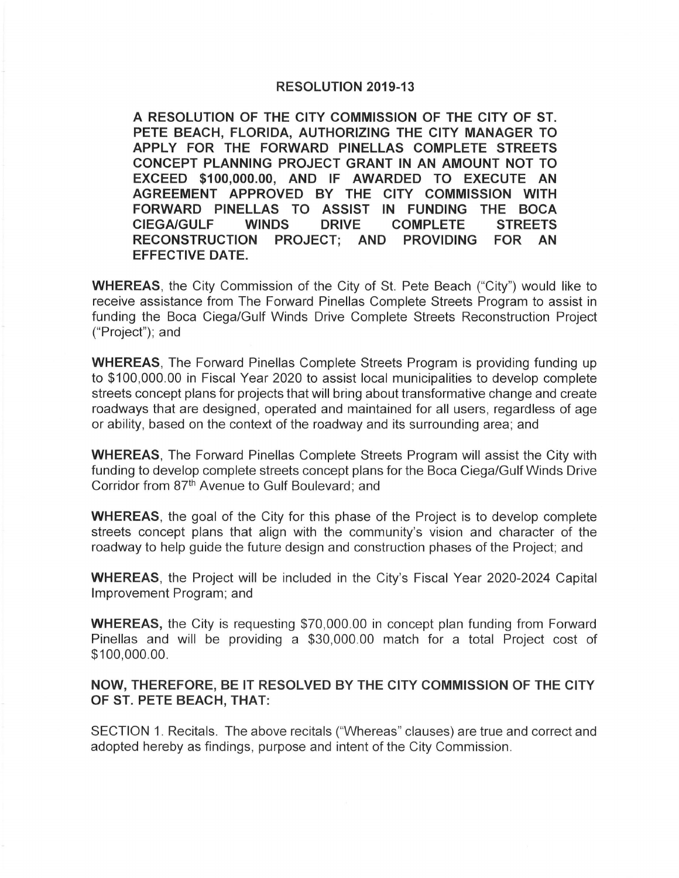# RESOLUTION 2019-13

**A RESOLUTION OF THE CITY COMMISSION OF THE CITY OF ST. PETE BEACH, FLORIDA, AUTHORIZING THE CITY MANAGER TO APPLY FOR THE FORWARD PINELLAS COMPLETE STREETS CONCEPT PLANNING PROJECT GRANT IN AN AMOUNT NOT TO EXCEED $100,000.00, AND IF AWARDED TO EXECUTE AN AGREEMENT APPROVED BY THE CITY COMMISSION WITH FORWARD PINELLAS TO ASSIST IN FUNDING THE BOCA CIEGA/GULF WINDS DRIVE COMPLETE STREETS RECONSTRUCTION PROJECT; AND PROVIDING FOR AN EFFECTIVE DATE.**

**WHEREAS**, the City Commission of the City of St. Pete Beach ("City") would like to receive assistance from The Forward Pinellas Complete Streets Program to assist in funding the Boca Ciega/Gulf Winds Drive Complete Streets Reconstruction Project ("Project"); and

**WHEREAS**, The Forward Pinellas Complete Streets Program is providing funding up to $100,000.00 in Fiscal Year 2020 to assist local municipalities to develop complete streets concept plans for projects that will bring about transformative change and create roadways that are designed, operated and maintained for all users, regardless of age or ability, based on the context of the roadway and its surrounding area; and

**WHEREAS**, The Forward Pinellas Complete Streets Program will assist the City with funding to develop complete streets concept plans for the Boca Ciega/Gulf Winds Drive Corridor from 87th Avenue to Gulf Boulevard; and

**WHEREAS**, the goal of the City for this phase of the Project is to develop complete streets concept plans that align with the community's vision and character of the roadway to help guide the future design and construction phases of the Project; and

**WHEREAS**, the Project will be included in the City's Fiscal Year 2020-2024 Capital Improvement Program; and

**WHEREAS,** the City is requesting $70,000.00 in concept plan funding from Forward Pinellas and will be providing a $30,000.00 match for a total Project cost of $100,000.00.

**NOW, THEREFORE, BE IT RESOLVED BY THE CITY COMMISSION OF THE CITY OF ST. PETE BEACH, THAT:**

SECTION 1. Recitals. The above recitals ("Whereas" clauses) are true and correct and adopted hereby as findings, purpose and intent of the City Commission.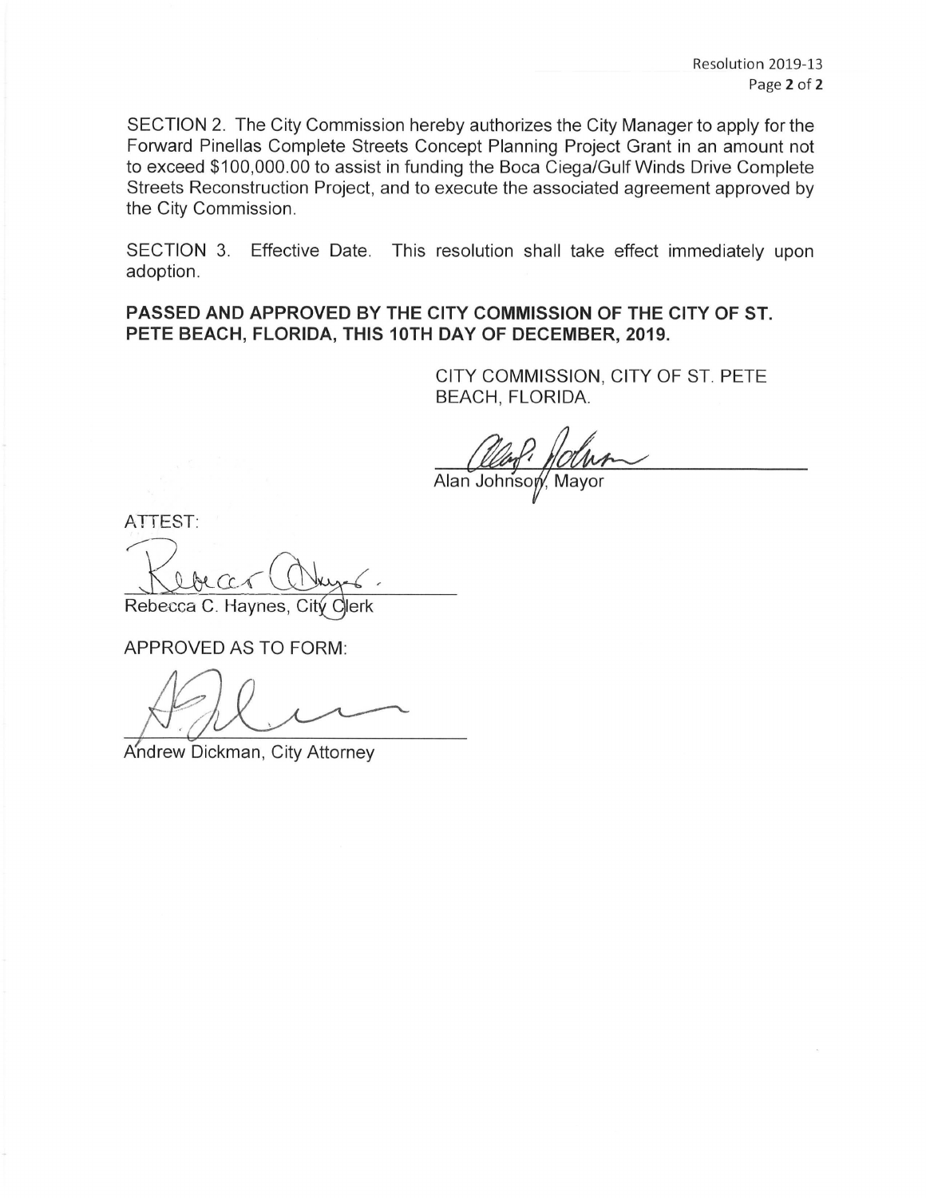SECTION 2. The City Commission hereby authorizes the City Manager to apply for the Forward Pinellas Complete Streets Concept Planning Project Grant in an amount not to exceed $100,000.00 to assist in funding the Boca Ciega/Gulf Winds Drive Complete Streets Reconstruction Project, and to execute the associated agreement approved by the City Commission.

SECTION 3. Effective Date. This resolution shall take effect immediately upon adoption.

**PASSED AND APPROVED BY THE CITY COMMISSION OF THE CITY OF ST. PETE BEACH, FLORIDA, THIS 10TH DAY OF DECEMBER, 2019.**

CITY COMMISSION, CITY OF ST. PETE BEACH, FLORIDA.

Alan Johnson, Mayor

ATTEST:

Rebecca C. Haynes, City Clerk

APPROVED AS TO FORM:

Andrew Dickman, City Attorney